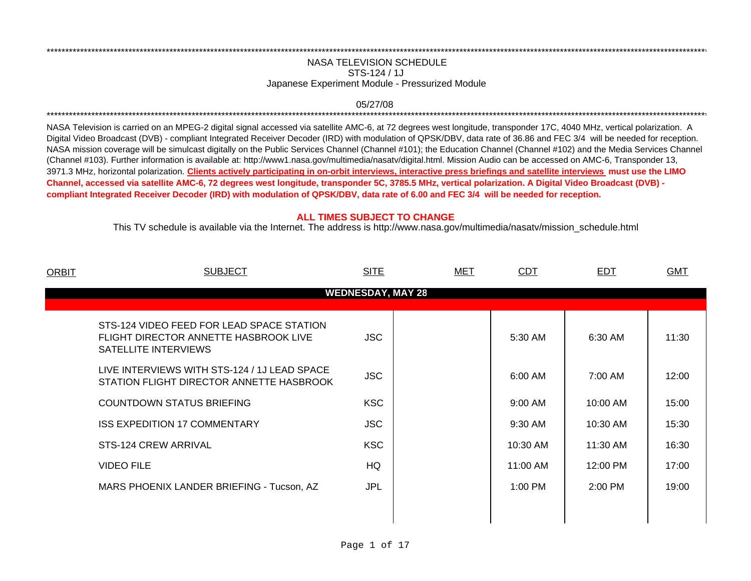# NASA TELEVISION SCHEDULE

## STS-124 / 1J

## Japanese Experiment Module - Pressurized Module

05/27/08

NASA Television is carried on an MPEG-2 digital signal accessed via satellite AMC-6, at 72 degrees west longitude, transponder 17C, 4040 MHz, vertical polarization. A Digital Video Broadcast (DVB) - compliant Integrated Receiver Decoder (IRD) with modulation of QPSK/DBV, data rate of 36.86 and FEC 3/4 will be needed for reception. NASA mission coverage will be simulcast digitally on the Public Services Channel (Channel #101); the Education Channel (Channel #102) and the Media Services Channel (Channel #103). Further information is available at: http://www1.nasa.gov/multimedia/nasatv/digital.html. Mission Audio can be accessed on AMC-6, Transponder 13, 3971.3 MHz, horizontal polarization. **Clients actively participating in on-orbit interviews, interactive press briefings and satellite interviews must use the LIMO Channel, accessed via satellite AMC-6, 72 degrees west longitude, transponder 5C, 3785.5 MHz, vertical polarization. A Digital Video Broadcast (DVB) - compliant Integrated Receiver Decoder (IRD) with modulation of QPSK/DBV, data rate of 6.00 and FEC 3/4 will be needed for reception.**

**ALL TIMES SUBJECT TO CHANGE**

This TV schedule is available via the Internet. The address is http://www.nasa.gov/multimedia/nasatv/mission_schedule.html

| ORBIT | SUBJECT | SITE | MET | CDT | EDT | GMT |
|---|---|---|---|---|---|---|
| | **WEDNESDAY, MAY 28** | | | | | |
| | STS-124 VIDEO FEED FOR LEAD SPACE STATION FLIGHT DIRECTOR ANNETTE HASBROOK LIVE SATELLITE INTERVIEWS | JSC | | 5:30 AM | 6:30 AM | 11:30 |
| | LIVE INTERVIEWS WITH STS-124 / 1J LEAD SPACE STATION FLIGHT DIRECTOR ANNETTE HASBROOK | JSC | | 6:00 AM | 7:00 AM | 12:00 |
| | COUNTDOWN STATUS BRIEFING | KSC | | 9:00 AM | 10:00 AM | 15:00 |
| | ISS EXPEDITION 17 COMMENTARY | JSC | | 9:30 AM | 10:30 AM | 15:30 |
| | STS-124 CREW ARRIVAL | KSC | | 10:30 AM | 11:30 AM | 16:30 |
| | VIDEO FILE | HQ | | 11:00 AM | 12:00 PM | 17:00 |
| | MARS PHOENIX LANDER BRIEFING - Tucson, AZ | JPL | | 1:00 PM | 2:00 PM | 19:00 |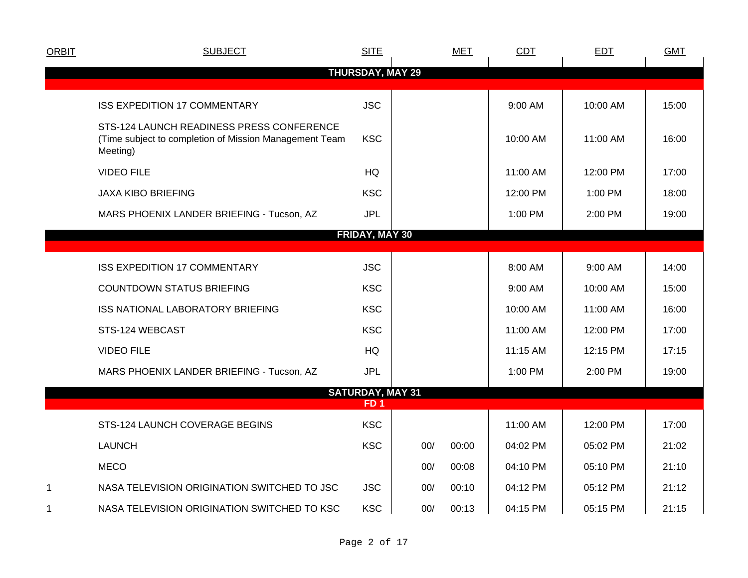| ORBIT | SUBJECT | SITE | MET | | CDT | EDT | GMT |
|---|---|---|---|---|---|---|---|
| | **THURSDAY, MAY 29** | | | | | | |
| | ISS EXPEDITION 17 COMMENTARY | JSC | | | 9:00 AM | 10:00 AM | 15:00 |
| | STS-124 LAUNCH READINESS PRESS CONFERENCE (Time subject to completion of Mission Management Team Meeting) | KSC | | | 10:00 AM | 11:00 AM | 16:00 |
| | VIDEO FILE | HQ | | | 11:00 AM | 12:00 PM | 17:00 |
| | JAXA KIBO BRIEFING | KSC | | | 12:00 PM | 1:00 PM | 18:00 |
| | MARS PHOENIX LANDER BRIEFING - Tucson, AZ | JPL | | | 1:00 PM | 2:00 PM | 19:00 |
| | **FRIDAY, MAY 30** | | | | | | |
| | ISS EXPEDITION 17 COMMENTARY | JSC | | | 8:00 AM | 9:00 AM | 14:00 |
| | COUNTDOWN STATUS BRIEFING | KSC | | | 9:00 AM | 10:00 AM | 15:00 |
| | ISS NATIONAL LABORATORY BRIEFING | KSC | | | 10:00 AM | 11:00 AM | 16:00 |
| | STS-124 WEBCAST | KSC | | | 11:00 AM | 12:00 PM | 17:00 |
| | VIDEO FILE | HQ | | | 11:15 AM | 12:15 PM | 17:15 |
| | MARS PHOENIX LANDER BRIEFING - Tucson, AZ | JPL | | | 1:00 PM | 2:00 PM | 19:00 |
| | **SATURDAY, MAY 31** | | | | | | |
| | **FD 1** | | | | | | |
| | STS-124 LAUNCH COVERAGE BEGINS | KSC | | | 11:00 AM | 12:00 PM | 17:00 |
| | LAUNCH | KSC | 00/ | 00:00 | 04:02 PM | 05:02 PM | 21:02 |
| | MECO | | 00/ | 00:08 | 04:10 PM | 05:10 PM | 21:10 |
| 1 | NASA TELEVISION ORIGINATION SWITCHED TO JSC | JSC | 00/ | 00:10 | 04:12 PM | 05:12 PM | 21:12 |
| 1 | NASA TELEVISION ORIGINATION SWITCHED TO KSC | KSC | 00/ | 00:13 | 04:15 PM | 05:15 PM | 21:15 |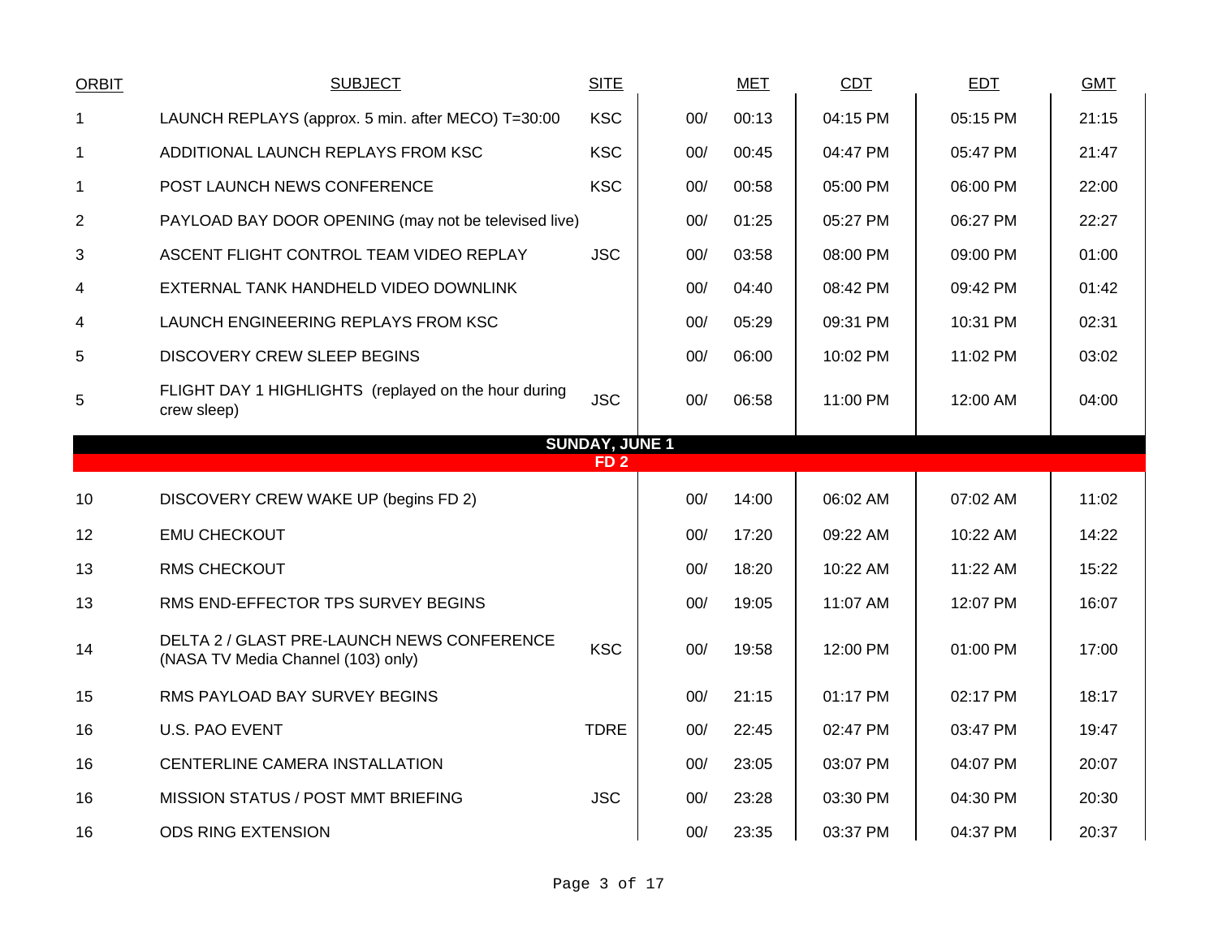| ORBIT | SUBJECT | SITE | | MET | CDT | EDT | GMT |
|---|---|---|---|---|---|---|---|
| 1 | LAUNCH REPLAYS (approx. 5 min. after MECO) T=30:00 | KSC | 00/ | 00:13 | 04:15 PM | 05:15 PM | 21:15 |
| 1 | ADDITIONAL LAUNCH REPLAYS FROM KSC | KSC | 00/ | 00:45 | 04:47 PM | 05:47 PM | 21:47 |
| 1 | POST LAUNCH NEWS CONFERENCE | KSC | 00/ | 00:58 | 05:00 PM | 06:00 PM | 22:00 |
| 2 | PAYLOAD BAY DOOR OPENING (may not be televised live) | | 00/ | 01:25 | 05:27 PM | 06:27 PM | 22:27 |
| 3 | ASCENT FLIGHT CONTROL TEAM VIDEO REPLAY | JSC | 00/ | 03:58 | 08:00 PM | 09:00 PM | 01:00 |
| 4 | EXTERNAL TANK HANDHELD VIDEO DOWNLINK | | 00/ | 04:40 | 08:42 PM | 09:42 PM | 01:42 |
| 4 | LAUNCH ENGINEERING REPLAYS FROM KSC | | 00/ | 05:29 | 09:31 PM | 10:31 PM | 02:31 |
| 5 | DISCOVERY CREW SLEEP BEGINS | | 00/ | 06:00 | 10:02 PM | 11:02 PM | 03:02 |
| 5 | FLIGHT DAY 1 HIGHLIGHTS (replayed on the hour during crew sleep) | JSC | 00/ | 06:58 | 11:00 PM | 12:00 AM | 04:00 |
| | **SUNDAY, JUNE 1** | | | | | | |
| | **FD 2** | | | | | | |
| 10 | DISCOVERY CREW WAKE UP (begins FD 2) | | 00/ | 14:00 | 06:02 AM | 07:02 AM | 11:02 |
| 12 | EMU CHECKOUT | | 00/ | 17:20 | 09:22 AM | 10:22 AM | 14:22 |
| 13 | RMS CHECKOUT | | 00/ | 18:20 | 10:22 AM | 11:22 AM | 15:22 |
| 13 | RMS END-EFFECTOR TPS SURVEY BEGINS | | 00/ | 19:05 | 11:07 AM | 12:07 PM | 16:07 |
| 14 | DELTA 2 / GLAST PRE-LAUNCH NEWS CONFERENCE (NASA TV Media Channel (103) only) | KSC | 00/ | 19:58 | 12:00 PM | 01:00 PM | 17:00 |
| 15 | RMS PAYLOAD BAY SURVEY BEGINS | | 00/ | 21:15 | 01:17 PM | 02:17 PM | 18:17 |
| 16 | U.S. PAO EVENT | TDRE | 00/ | 22:45 | 02:47 PM | 03:47 PM | 19:47 |
| 16 | CENTERLINE CAMERA INSTALLATION | | 00/ | 23:05 | 03:07 PM | 04:07 PM | 20:07 |
| 16 | MISSION STATUS / POST MMT BRIEFING | JSC | 00/ | 23:28 | 03:30 PM | 04:30 PM | 20:30 |
| 16 | ODS RING EXTENSION | | 00/ | 23:35 | 03:37 PM | 04:37 PM | 20:37 |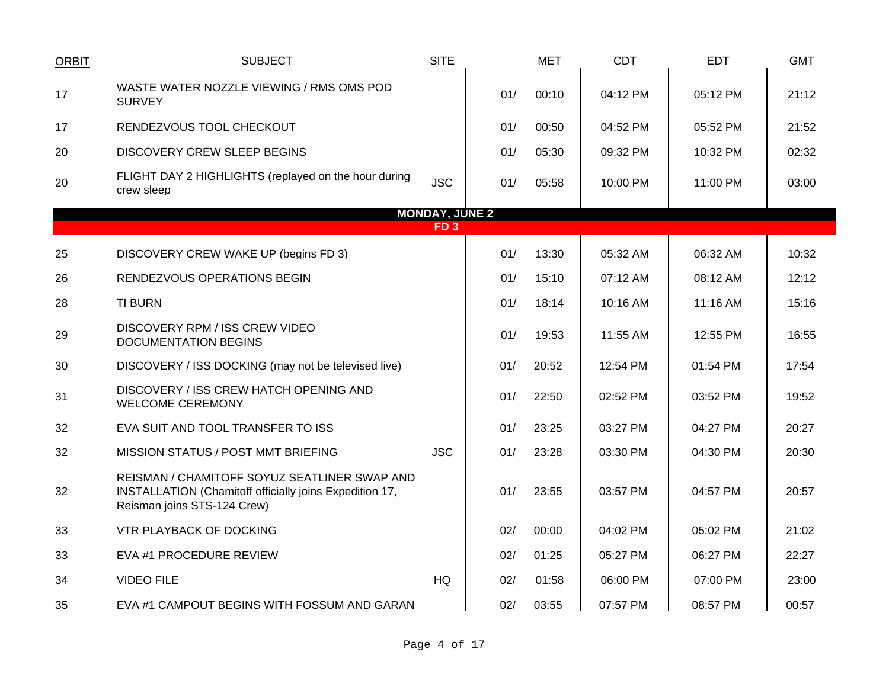| ORBIT | SUBJECT | SITE | | MET | CDT | EDT | GMT |
|---|---|---|---|---|---|---|---|
| 17 | WASTE WATER NOZZLE VIEWING / RMS OMS POD SURVEY | | 01/ | 00:10 | 04:12 PM | 05:12 PM | 21:12 |
| 17 | RENDEZVOUS TOOL CHECKOUT | | 01/ | 00:50 | 04:52 PM | 05:52 PM | 21:52 |
| 20 | DISCOVERY CREW SLEEP BEGINS | | 01/ | 05:30 | 09:32 PM | 10:32 PM | 02:32 |
| 20 | FLIGHT DAY 2 HIGHLIGHTS (replayed on the hour during crew sleep | JSC | 01/ | 05:58 | 10:00 PM | 11:00 PM | 03:00 |
| | **MONDAY, JUNE 2** | | | | | | |
| | **FD 3** | | | | | | |
| 25 | DISCOVERY CREW WAKE UP (begins FD 3) | | 01/ | 13:30 | 05:32 AM | 06:32 AM | 10:32 |
| 26 | RENDEZVOUS OPERATIONS BEGIN | | 01/ | 15:10 | 07:12 AM | 08:12 AM | 12:12 |
| 28 | TI BURN | | 01/ | 18:14 | 10:16 AM | 11:16 AM | 15:16 |
| 29 | DISCOVERY RPM / ISS CREW VIDEO DOCUMENTATION BEGINS | | 01/ | 19:53 | 11:55 AM | 12:55 PM | 16:55 |
| 30 | DISCOVERY / ISS DOCKING (may not be televised live) | | 01/ | 20:52 | 12:54 PM | 01:54 PM | 17:54 |
| 31 | DISCOVERY / ISS CREW HATCH OPENING AND WELCOME CEREMONY | | 01/ | 22:50 | 02:52 PM | 03:52 PM | 19:52 |
| 32 | EVA SUIT AND TOOL TRANSFER TO ISS | | 01/ | 23:25 | 03:27 PM | 04:27 PM | 20:27 |
| 32 | MISSION STATUS / POST MMT BRIEFING | JSC | 01/ | 23:28 | 03:30 PM | 04:30 PM | 20:30 |
| 32 | REISMAN / CHAMITOFF SOYUZ SEATLINER SWAP AND INSTALLATION (Chamitoff officially joins Expedition 17, Reisman joins STS-124 Crew) | | 01/ | 23:55 | 03:57 PM | 04:57 PM | 20:57 |
| 33 | VTR PLAYBACK OF DOCKING | | 02/ | 00:00 | 04:02 PM | 05:02 PM | 21:02 |
| 33 | EVA #1 PROCEDURE REVIEW | | 02/ | 01:25 | 05:27 PM | 06:27 PM | 22:27 |
| 34 | VIDEO FILE | HQ | 02/ | 01:58 | 06:00 PM | 07:00 PM | 23:00 |
| 35 | EVA #1 CAMPOUT BEGINS WITH FOSSUM AND GARAN | | 02/ | 03:55 | 07:57 PM | 08:57 PM | 00:57 |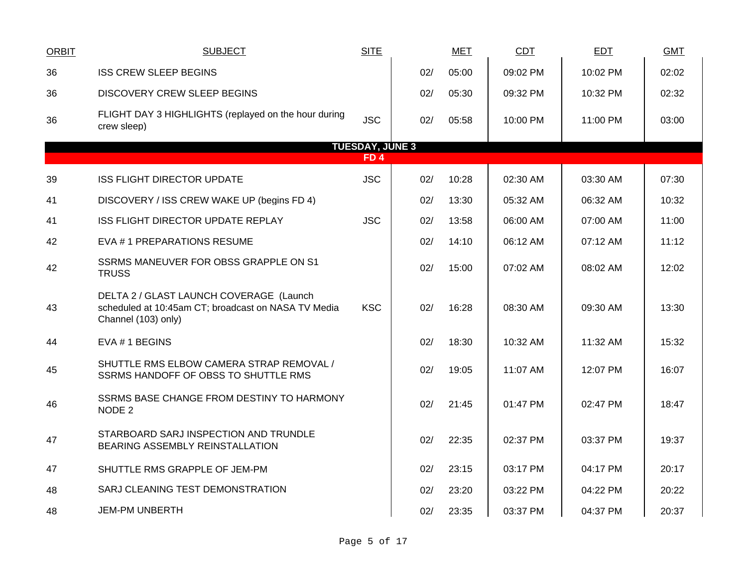| ORBIT | SUBJECT | SITE | | MET | CDT | EDT | GMT |
|---|---|---|---|---|---|---|---|
| 36 | ISS CREW SLEEP BEGINS | | 02/ | 05:00 | 09:02 PM | 10:02 PM | 02:02 |
| 36 | DISCOVERY CREW SLEEP BEGINS | | 02/ | 05:30 | 09:32 PM | 10:32 PM | 02:32 |
| 36 | FLIGHT DAY 3 HIGHLIGHTS (replayed on the hour during crew sleep) | JSC | 02/ | 05:58 | 10:00 PM | 11:00 PM | 03:00 |
| | **TUESDAY, JUNE 3** | | | | | | |
| | **FD 4** | | | | | | |
| 39 | ISS FLIGHT DIRECTOR UPDATE | JSC | 02/ | 10:28 | 02:30 AM | 03:30 AM | 07:30 |
| 41 | DISCOVERY / ISS CREW WAKE UP (begins FD 4) | | 02/ | 13:30 | 05:32 AM | 06:32 AM | 10:32 |
| 41 | ISS FLIGHT DIRECTOR UPDATE REPLAY | JSC | 02/ | 13:58 | 06:00 AM | 07:00 AM | 11:00 |
| 42 | EVA # 1 PREPARATIONS RESUME | | 02/ | 14:10 | 06:12 AM | 07:12 AM | 11:12 |
| 42 | SSRMS MANEUVER FOR OBSS GRAPPLE ON S1 TRUSS | | 02/ | 15:00 | 07:02 AM | 08:02 AM | 12:02 |
| 43 | DELTA 2 / GLAST LAUNCH COVERAGE (Launch scheduled at 10:45am CT; broadcast on NASA TV Media Channel (103) only) | KSC | 02/ | 16:28 | 08:30 AM | 09:30 AM | 13:30 |
| 44 | EVA # 1 BEGINS | | 02/ | 18:30 | 10:32 AM | 11:32 AM | 15:32 |
| 45 | SHUTTLE RMS ELBOW CAMERA STRAP REMOVAL / SSRMS HANDOFF OF OBSS TO SHUTTLE RMS | | 02/ | 19:05 | 11:07 AM | 12:07 PM | 16:07 |
| 46 | SSRMS BASE CHANGE FROM DESTINY TO HARMONY NODE 2 | | 02/ | 21:45 | 01:47 PM | 02:47 PM | 18:47 |
| 47 | STARBOARD SARJ INSPECTION AND TRUNDLE BEARING ASSEMBLY REINSTALLATION | | 02/ | 22:35 | 02:37 PM | 03:37 PM | 19:37 |
| 47 | SHUTTLE RMS GRAPPLE OF JEM-PM | | 02/ | 23:15 | 03:17 PM | 04:17 PM | 20:17 |
| 48 | SARJ CLEANING TEST DEMONSTRATION | | 02/ | 23:20 | 03:22 PM | 04:22 PM | 20:22 |
| 48 | JEM-PM UNBERTH | | 02/ | 23:35 | 03:37 PM | 04:37 PM | 20:37 |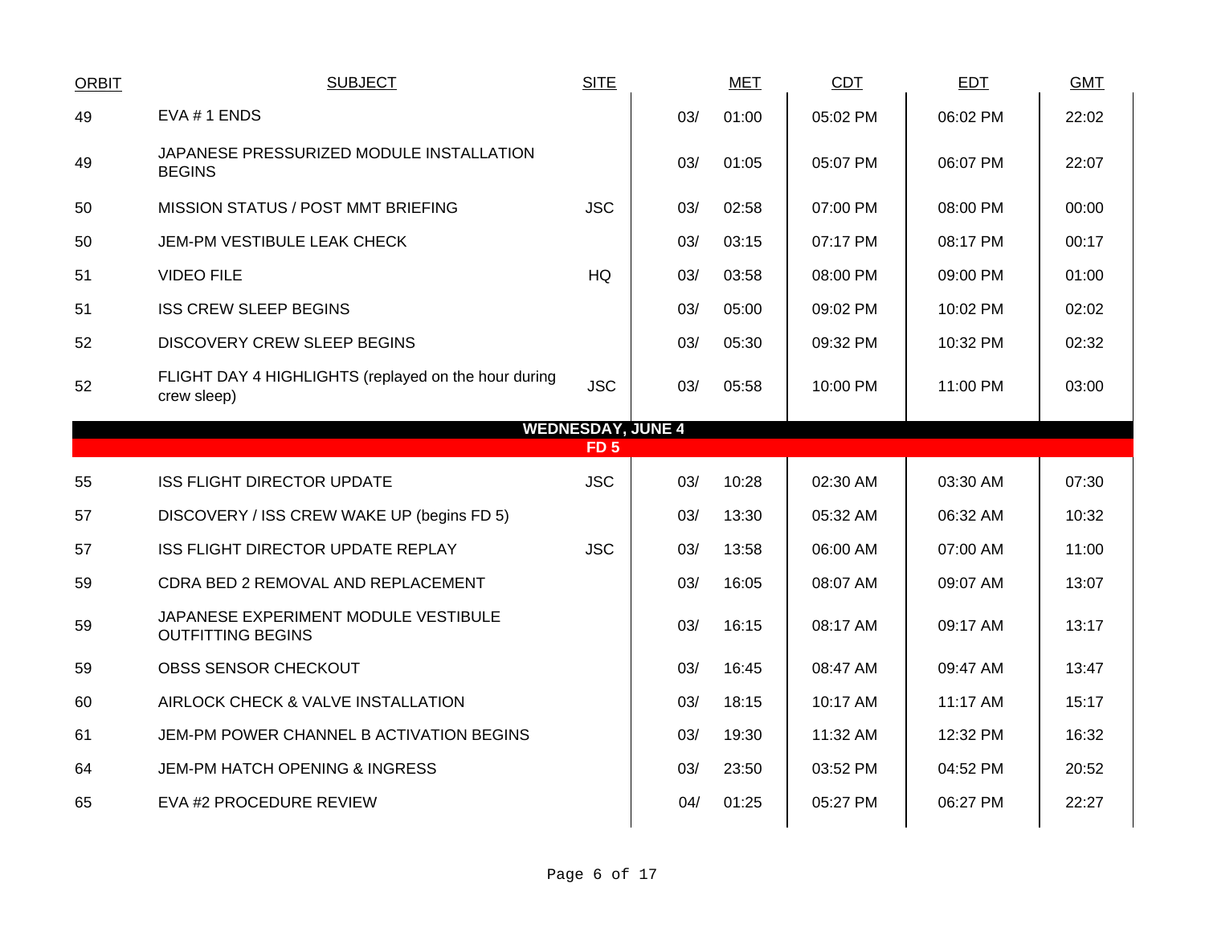| ORBIT | SUBJECT | SITE | MET | | CDT | EDT | GMT |
|---|---|---|---|---|---|---|---|
| 49 | EVA # 1 ENDS | | 03/ | 01:00 | 05:02 PM | 06:02 PM | 22:02 |
| 49 | JAPANESE PRESSURIZED MODULE INSTALLATION BEGINS | | 03/ | 01:05 | 05:07 PM | 06:07 PM | 22:07 |
| 50 | MISSION STATUS / POST MMT BRIEFING | JSC | 03/ | 02:58 | 07:00 PM | 08:00 PM | 00:00 |
| 50 | JEM-PM VESTIBULE LEAK CHECK | | 03/ | 03:15 | 07:17 PM | 08:17 PM | 00:17 |
| 51 | VIDEO FILE | HQ | 03/ | 03:58 | 08:00 PM | 09:00 PM | 01:00 |
| 51 | ISS CREW SLEEP BEGINS | | 03/ | 05:00 | 09:02 PM | 10:02 PM | 02:02 |
| 52 | DISCOVERY CREW SLEEP BEGINS | | 03/ | 05:30 | 09:32 PM | 10:32 PM | 02:32 |
| 52 | FLIGHT DAY 4 HIGHLIGHTS (replayed on the hour during crew sleep) | JSC | 03/ | 05:58 | 10:00 PM | 11:00 PM | 03:00 |
| | **WEDNESDAY, JUNE 4** | | | | | | |
| | **FD 5** | | | | | | |
| 55 | ISS FLIGHT DIRECTOR UPDATE | JSC | 03/ | 10:28 | 02:30 AM | 03:30 AM | 07:30 |
| 57 | DISCOVERY / ISS CREW WAKE UP (begins FD 5) | | 03/ | 13:30 | 05:32 AM | 06:32 AM | 10:32 |
| 57 | ISS FLIGHT DIRECTOR UPDATE REPLAY | JSC | 03/ | 13:58 | 06:00 AM | 07:00 AM | 11:00 |
| 59 | CDRA BED 2 REMOVAL AND REPLACEMENT | | 03/ | 16:05 | 08:07 AM | 09:07 AM | 13:07 |
| 59 | JAPANESE EXPERIMENT MODULE VESTIBULE OUTFITTING BEGINS | | 03/ | 16:15 | 08:17 AM | 09:17 AM | 13:17 |
| 59 | OBSS SENSOR CHECKOUT | | 03/ | 16:45 | 08:47 AM | 09:47 AM | 13:47 |
| 60 | AIRLOCK CHECK & VALVE INSTALLATION | | 03/ | 18:15 | 10:17 AM | 11:17 AM | 15:17 |
| 61 | JEM-PM POWER CHANNEL B ACTIVATION BEGINS | | 03/ | 19:30 | 11:32 AM | 12:32 PM | 16:32 |
| 64 | JEM-PM HATCH OPENING & INGRESS | | 03/ | 23:50 | 03:52 PM | 04:52 PM | 20:52 |
| 65 | EVA #2 PROCEDURE REVIEW | | 04/ | 01:25 | 05:27 PM | 06:27 PM | 22:27 |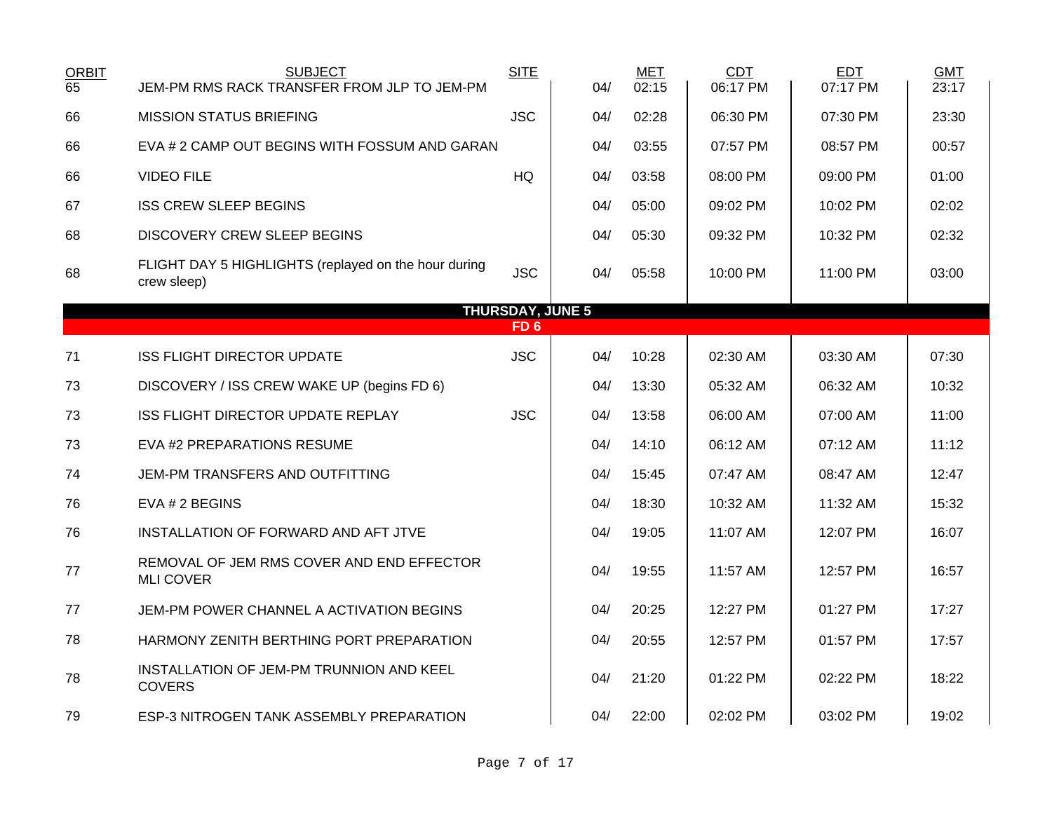| ORBIT | SUBJECT | SITE | | MET | CDT | EDT | GMT |
|---|---|---|---|---|---|---|---|
| 65 | JEM-PM RMS RACK TRANSFER FROM JLP TO JEM-PM | | 04/ | 02:15 | 06:17 PM | 07:17 PM | 23:17 |
| 66 | MISSION STATUS BRIEFING | JSC | 04/ | 02:28 | 06:30 PM | 07:30 PM | 23:30 |
| 66 | EVA # 2 CAMP OUT BEGINS WITH FOSSUM AND GARAN | | 04/ | 03:55 | 07:57 PM | 08:57 PM | 00:57 |
| 66 | VIDEO FILE | HQ | 04/ | 03:58 | 08:00 PM | 09:00 PM | 01:00 |
| 67 | ISS CREW SLEEP BEGINS | | 04/ | 05:00 | 09:02 PM | 10:02 PM | 02:02 |
| 68 | DISCOVERY CREW SLEEP BEGINS | | 04/ | 05:30 | 09:32 PM | 10:32 PM | 02:32 |
| 68 | FLIGHT DAY 5 HIGHLIGHTS (replayed on the hour during crew sleep) | JSC | 04/ | 05:58 | 10:00 PM | 11:00 PM | 03:00 |
| | **THURSDAY, JUNE 5** | | | | | | |
| | **FD 6** | | | | | | |
| 71 | ISS FLIGHT DIRECTOR UPDATE | JSC | 04/ | 10:28 | 02:30 AM | 03:30 AM | 07:30 |
| 73 | DISCOVERY / ISS CREW WAKE UP (begins FD 6) | | 04/ | 13:30 | 05:32 AM | 06:32 AM | 10:32 |
| 73 | ISS FLIGHT DIRECTOR UPDATE REPLAY | JSC | 04/ | 13:58 | 06:00 AM | 07:00 AM | 11:00 |
| 73 | EVA #2 PREPARATIONS RESUME | | 04/ | 14:10 | 06:12 AM | 07:12 AM | 11:12 |
| 74 | JEM-PM TRANSFERS AND OUTFITTING | | 04/ | 15:45 | 07:47 AM | 08:47 AM | 12:47 |
| 76 | EVA # 2 BEGINS | | 04/ | 18:30 | 10:32 AM | 11:32 AM | 15:32 |
| 76 | INSTALLATION OF FORWARD AND AFT JTVE | | 04/ | 19:05 | 11:07 AM | 12:07 PM | 16:07 |
| 77 | REMOVAL OF JEM RMS COVER AND END EFFECTOR MLI COVER | | 04/ | 19:55 | 11:57 AM | 12:57 PM | 16:57 |
| 77 | JEM-PM POWER CHANNEL A ACTIVATION BEGINS | | 04/ | 20:25 | 12:27 PM | 01:27 PM | 17:27 |
| 78 | HARMONY ZENITH BERTHING PORT PREPARATION | | 04/ | 20:55 | 12:57 PM | 01:57 PM | 17:57 |
| 78 | INSTALLATION OF JEM-PM TRUNNION AND KEEL COVERS | | 04/ | 21:20 | 01:22 PM | 02:22 PM | 18:22 |
| 79 | ESP-3 NITROGEN TANK ASSEMBLY PREPARATION | | 04/ | 22:00 | 02:02 PM | 03:02 PM | 19:02 |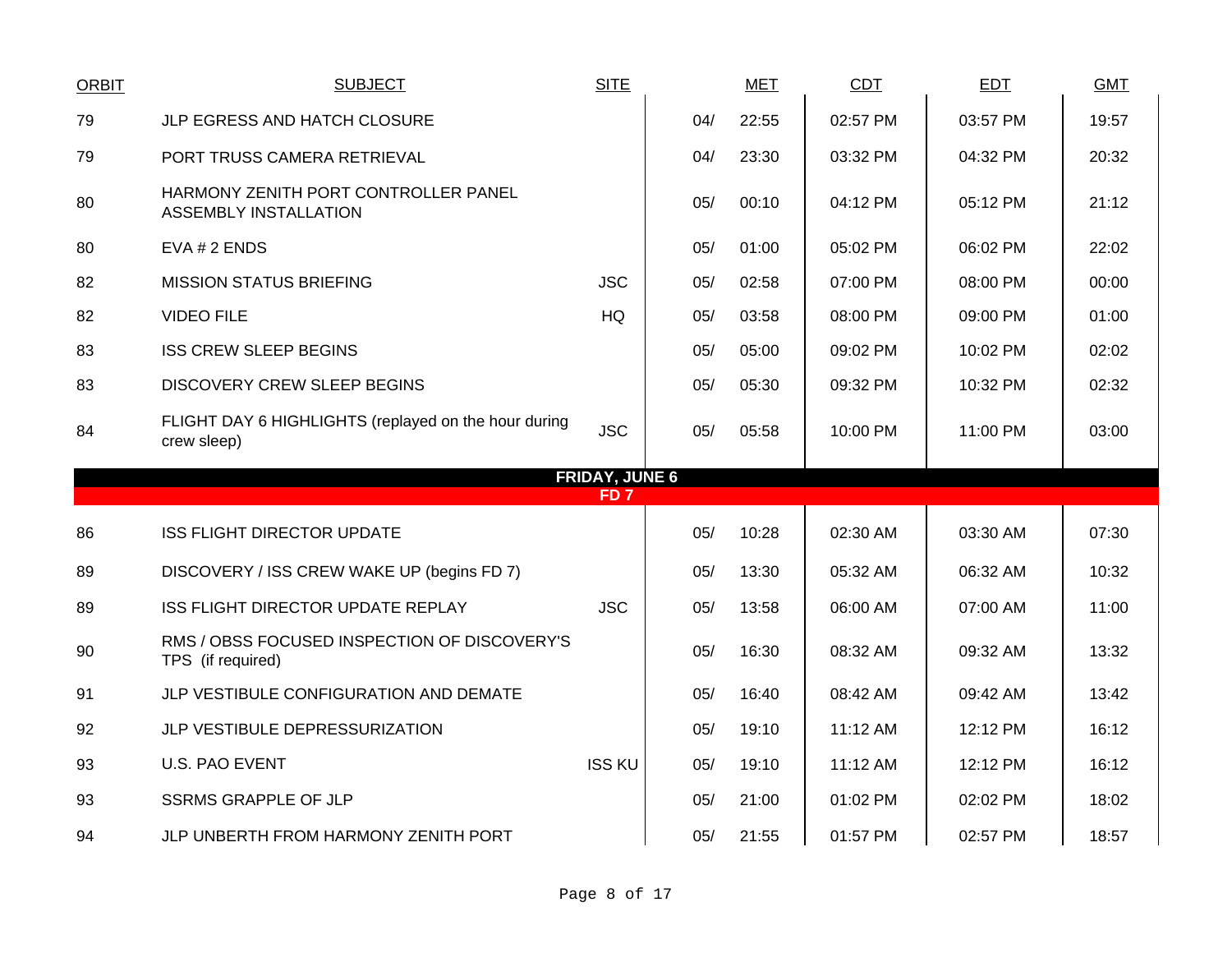| ORBIT | SUBJECT | SITE | MET | | CDT | EDT | GMT |
|---|---|---|---|---|---|---|---|
| 79 | JLP EGRESS AND HATCH CLOSURE | | 04/ | 22:55 | 02:57 PM | 03:57 PM | 19:57 |
| 79 | PORT TRUSS CAMERA RETRIEVAL | | 04/ | 23:30 | 03:32 PM | 04:32 PM | 20:32 |
| 80 | HARMONY ZENITH PORT CONTROLLER PANEL ASSEMBLY INSTALLATION | | 05/ | 00:10 | 04:12 PM | 05:12 PM | 21:12 |
| 80 | EVA # 2 ENDS | | 05/ | 01:00 | 05:02 PM | 06:02 PM | 22:02 |
| 82 | MISSION STATUS BRIEFING | JSC | 05/ | 02:58 | 07:00 PM | 08:00 PM | 00:00 |
| 82 | VIDEO FILE | HQ | 05/ | 03:58 | 08:00 PM | 09:00 PM | 01:00 |
| 83 | ISS CREW SLEEP BEGINS | | 05/ | 05:00 | 09:02 PM | 10:02 PM | 02:02 |
| 83 | DISCOVERY CREW SLEEP BEGINS | | 05/ | 05:30 | 09:32 PM | 10:32 PM | 02:32 |
| 84 | FLIGHT DAY 6 HIGHLIGHTS (replayed on the hour during crew sleep) | JSC | 05/ | 05:58 | 10:00 PM | 11:00 PM | 03:00 |
| | **FRIDAY, JUNE 6** | | | | | | |
| | **FD 7** | | | | | | |
| 86 | ISS FLIGHT DIRECTOR UPDATE | | 05/ | 10:28 | 02:30 AM | 03:30 AM | 07:30 |
| 89 | DISCOVERY / ISS CREW WAKE UP (begins FD 7) | | 05/ | 13:30 | 05:32 AM | 06:32 AM | 10:32 |
| 89 | ISS FLIGHT DIRECTOR UPDATE REPLAY | JSC | 05/ | 13:58 | 06:00 AM | 07:00 AM | 11:00 |
| 90 | RMS / OBSS FOCUSED INSPECTION OF DISCOVERY'S TPS (if required) | | 05/ | 16:30 | 08:32 AM | 09:32 AM | 13:32 |
| 91 | JLP VESTIBULE CONFIGURATION AND DEMATE | | 05/ | 16:40 | 08:42 AM | 09:42 AM | 13:42 |
| 92 | JLP VESTIBULE DEPRESSURIZATION | | 05/ | 19:10 | 11:12 AM | 12:12 PM | 16:12 |
| 93 | U.S. PAO EVENT | ISS KU | 05/ | 19:10 | 11:12 AM | 12:12 PM | 16:12 |
| 93 | SSRMS GRAPPLE OF JLP | | 05/ | 21:00 | 01:02 PM | 02:02 PM | 18:02 |
| 94 | JLP UNBERTH FROM HARMONY ZENITH PORT | | 05/ | 21:55 | 01:57 PM | 02:57 PM | 18:57 |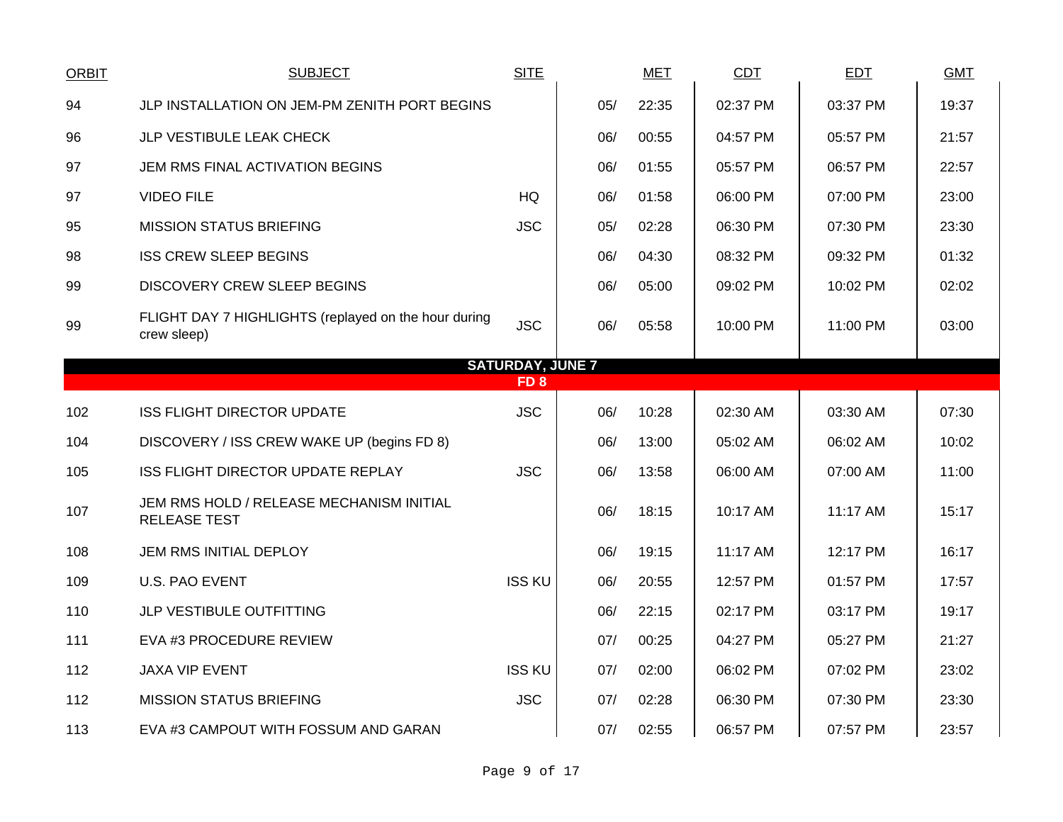| ORBIT | SUBJECT | SITE | MET | | CDT | EDT | GMT |
|---|---|---|---|---|---|---|---|
| 94 | JLP INSTALLATION ON JEM-PM ZENITH PORT BEGINS | | 05/ | 22:35 | 02:37 PM | 03:37 PM | 19:37 |
| 96 | JLP VESTIBULE LEAK CHECK | | 06/ | 00:55 | 04:57 PM | 05:57 PM | 21:57 |
| 97 | JEM RMS FINAL ACTIVATION BEGINS | | 06/ | 01:55 | 05:57 PM | 06:57 PM | 22:57 |
| 97 | VIDEO FILE | HQ | 06/ | 01:58 | 06:00 PM | 07:00 PM | 23:00 |
| 95 | MISSION STATUS BRIEFING | JSC | 05/ | 02:28 | 06:30 PM | 07:30 PM | 23:30 |
| 98 | ISS CREW SLEEP BEGINS | | 06/ | 04:30 | 08:32 PM | 09:32 PM | 01:32 |
| 99 | DISCOVERY CREW SLEEP BEGINS | | 06/ | 05:00 | 09:02 PM | 10:02 PM | 02:02 |
| 99 | FLIGHT DAY 7 HIGHLIGHTS (replayed on the hour during crew sleep) | JSC | 06/ | 05:58 | 10:00 PM | 11:00 PM | 03:00 |
| | **SATURDAY, JUNE 7** | | | | | | |
| | **FD 8** | | | | | | |
| 102 | ISS FLIGHT DIRECTOR UPDATE | JSC | 06/ | 10:28 | 02:30 AM | 03:30 AM | 07:30 |
| 104 | DISCOVERY / ISS CREW WAKE UP (begins FD 8) | | 06/ | 13:00 | 05:02 AM | 06:02 AM | 10:02 |
| 105 | ISS FLIGHT DIRECTOR UPDATE REPLAY | JSC | 06/ | 13:58 | 06:00 AM | 07:00 AM | 11:00 |
| 107 | JEM RMS HOLD / RELEASE MECHANISM INITIAL RELEASE TEST | | 06/ | 18:15 | 10:17 AM | 11:17 AM | 15:17 |
| 108 | JEM RMS INITIAL DEPLOY | | 06/ | 19:15 | 11:17 AM | 12:17 PM | 16:17 |
| 109 | U.S. PAO EVENT | ISS KU | 06/ | 20:55 | 12:57 PM | 01:57 PM | 17:57 |
| 110 | JLP VESTIBULE OUTFITTING | | 06/ | 22:15 | 02:17 PM | 03:17 PM | 19:17 |
| 111 | EVA #3 PROCEDURE REVIEW | | 07/ | 00:25 | 04:27 PM | 05:27 PM | 21:27 |
| 112 | JAXA VIP EVENT | ISS KU | 07/ | 02:00 | 06:02 PM | 07:02 PM | 23:02 |
| 112 | MISSION STATUS BRIEFING | JSC | 07/ | 02:28 | 06:30 PM | 07:30 PM | 23:30 |
| 113 | EVA #3 CAMPOUT WITH FOSSUM AND GARAN | | 07/ | 02:55 | 06:57 PM | 07:57 PM | 23:57 |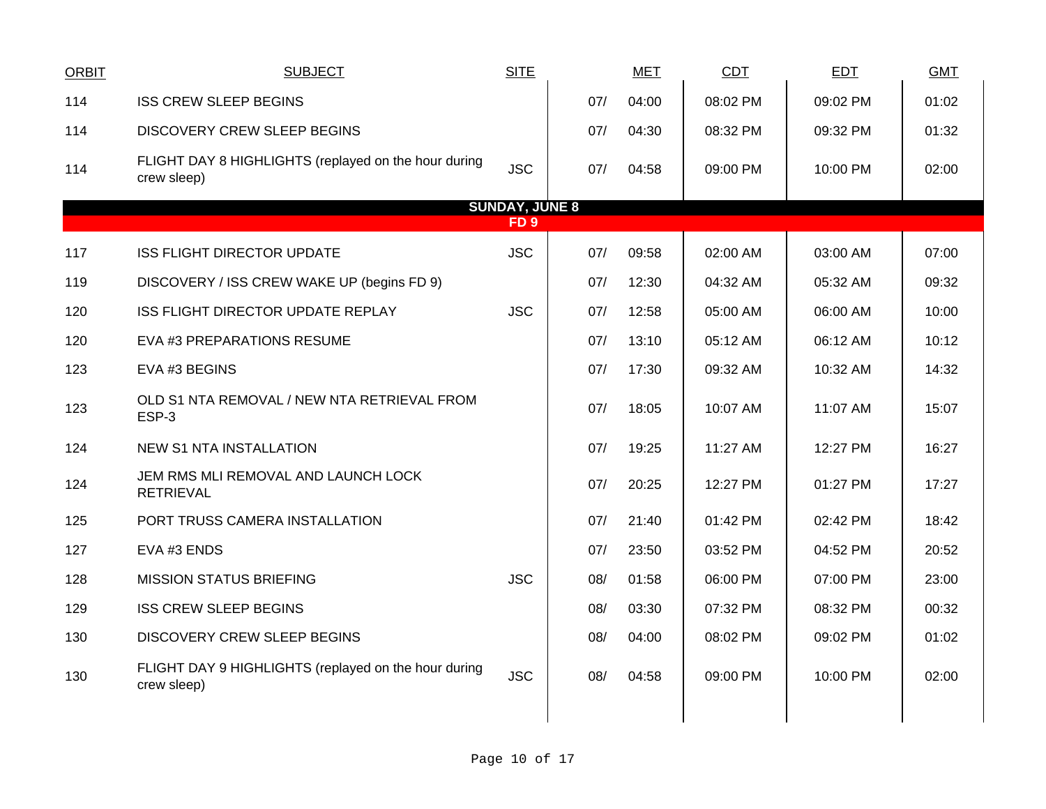| ORBIT | SUBJECT | SITE | | MET | CDT | EDT | GMT |
|---|---|---|---|---|---|---|---|
| 114 | ISS CREW SLEEP BEGINS | | 07/ | 04:00 | 08:02 PM | 09:02 PM | 01:02 |
| 114 | DISCOVERY CREW SLEEP BEGINS | | 07/ | 04:30 | 08:32 PM | 09:32 PM | 01:32 |
| 114 | FLIGHT DAY 8 HIGHLIGHTS (replayed on the hour during crew sleep) | JSC | 07/ | 04:58 | 09:00 PM | 10:00 PM | 02:00 |
| | **SUNDAY, JUNE 8** | | | | | | |
| | **FD 9** | | | | | | |
| 117 | ISS FLIGHT DIRECTOR UPDATE | JSC | 07/ | 09:58 | 02:00 AM | 03:00 AM | 07:00 |
| 119 | DISCOVERY / ISS CREW WAKE UP (begins FD 9) | | 07/ | 12:30 | 04:32 AM | 05:32 AM | 09:32 |
| 120 | ISS FLIGHT DIRECTOR UPDATE REPLAY | JSC | 07/ | 12:58 | 05:00 AM | 06:00 AM | 10:00 |
| 120 | EVA #3 PREPARATIONS RESUME | | 07/ | 13:10 | 05:12 AM | 06:12 AM | 10:12 |
| 123 | EVA #3 BEGINS | | 07/ | 17:30 | 09:32 AM | 10:32 AM | 14:32 |
| 123 | OLD S1 NTA REMOVAL / NEW NTA RETRIEVAL FROM ESP-3 | | 07/ | 18:05 | 10:07 AM | 11:07 AM | 15:07 |
| 124 | NEW S1 NTA INSTALLATION | | 07/ | 19:25 | 11:27 AM | 12:27 PM | 16:27 |
| 124 | JEM RMS MLI REMOVAL AND LAUNCH LOCK RETRIEVAL | | 07/ | 20:25 | 12:27 PM | 01:27 PM | 17:27 |
| 125 | PORT TRUSS CAMERA INSTALLATION | | 07/ | 21:40 | 01:42 PM | 02:42 PM | 18:42 |
| 127 | EVA #3 ENDS | | 07/ | 23:50 | 03:52 PM | 04:52 PM | 20:52 |
| 128 | MISSION STATUS BRIEFING | JSC | 08/ | 01:58 | 06:00 PM | 07:00 PM | 23:00 |
| 129 | ISS CREW SLEEP BEGINS | | 08/ | 03:30 | 07:32 PM | 08:32 PM | 00:32 |
| 130 | DISCOVERY CREW SLEEP BEGINS | | 08/ | 04:00 | 08:02 PM | 09:02 PM | 01:02 |
| 130 | FLIGHT DAY 9 HIGHLIGHTS (replayed on the hour during crew sleep) | JSC | 08/ | 04:58 | 09:00 PM | 10:00 PM | 02:00 |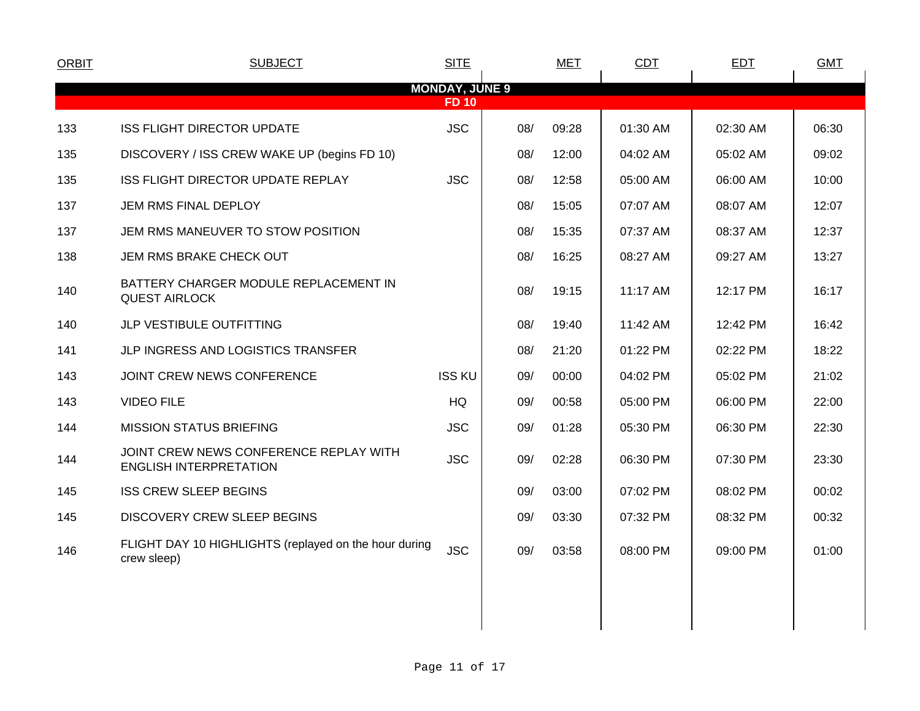| ORBIT | SUBJECT | SITE | MET | | CDT | EDT | GMT |
|---|---|---|---|---|---|---|---|
| **MONDAY, JUNE 9** | | | | | | | |
| **FD 10** | | | | | | | |
| 133 | ISS FLIGHT DIRECTOR UPDATE | JSC | 08/ | 09:28 | 01:30 AM | 02:30 AM | 06:30 |
| 135 | DISCOVERY / ISS CREW WAKE UP (begins FD 10) | | 08/ | 12:00 | 04:02 AM | 05:02 AM | 09:02 |
| 135 | ISS FLIGHT DIRECTOR UPDATE REPLAY | JSC | 08/ | 12:58 | 05:00 AM | 06:00 AM | 10:00 |
| 137 | JEM RMS FINAL DEPLOY | | 08/ | 15:05 | 07:07 AM | 08:07 AM | 12:07 |
| 137 | JEM RMS MANEUVER TO STOW POSITION | | 08/ | 15:35 | 07:37 AM | 08:37 AM | 12:37 |
| 138 | JEM RMS BRAKE CHECK OUT | | 08/ | 16:25 | 08:27 AM | 09:27 AM | 13:27 |
| 140 | BATTERY CHARGER MODULE REPLACEMENT IN QUEST AIRLOCK | | 08/ | 19:15 | 11:17 AM | 12:17 PM | 16:17 |
| 140 | JLP VESTIBULE OUTFITTING | | 08/ | 19:40 | 11:42 AM | 12:42 PM | 16:42 |
| 141 | JLP INGRESS AND LOGISTICS TRANSFER | | 08/ | 21:20 | 01:22 PM | 02:22 PM | 18:22 |
| 143 | JOINT CREW NEWS CONFERENCE | ISS KU | 09/ | 00:00 | 04:02 PM | 05:02 PM | 21:02 |
| 143 | VIDEO FILE | HQ | 09/ | 00:58 | 05:00 PM | 06:00 PM | 22:00 |
| 144 | MISSION STATUS BRIEFING | JSC | 09/ | 01:28 | 05:30 PM | 06:30 PM | 22:30 |
| 144 | JOINT CREW NEWS CONFERENCE REPLAY WITH ENGLISH INTERPRETATION | JSC | 09/ | 02:28 | 06:30 PM | 07:30 PM | 23:30 |
| 145 | ISS CREW SLEEP BEGINS | | 09/ | 03:00 | 07:02 PM | 08:02 PM | 00:02 |
| 145 | DISCOVERY CREW SLEEP BEGINS | | 09/ | 03:30 | 07:32 PM | 08:32 PM | 00:32 |
| 146 | FLIGHT DAY 10 HIGHLIGHTS (replayed on the hour during crew sleep) | JSC | 09/ | 03:58 | 08:00 PM | 09:00 PM | 01:00 |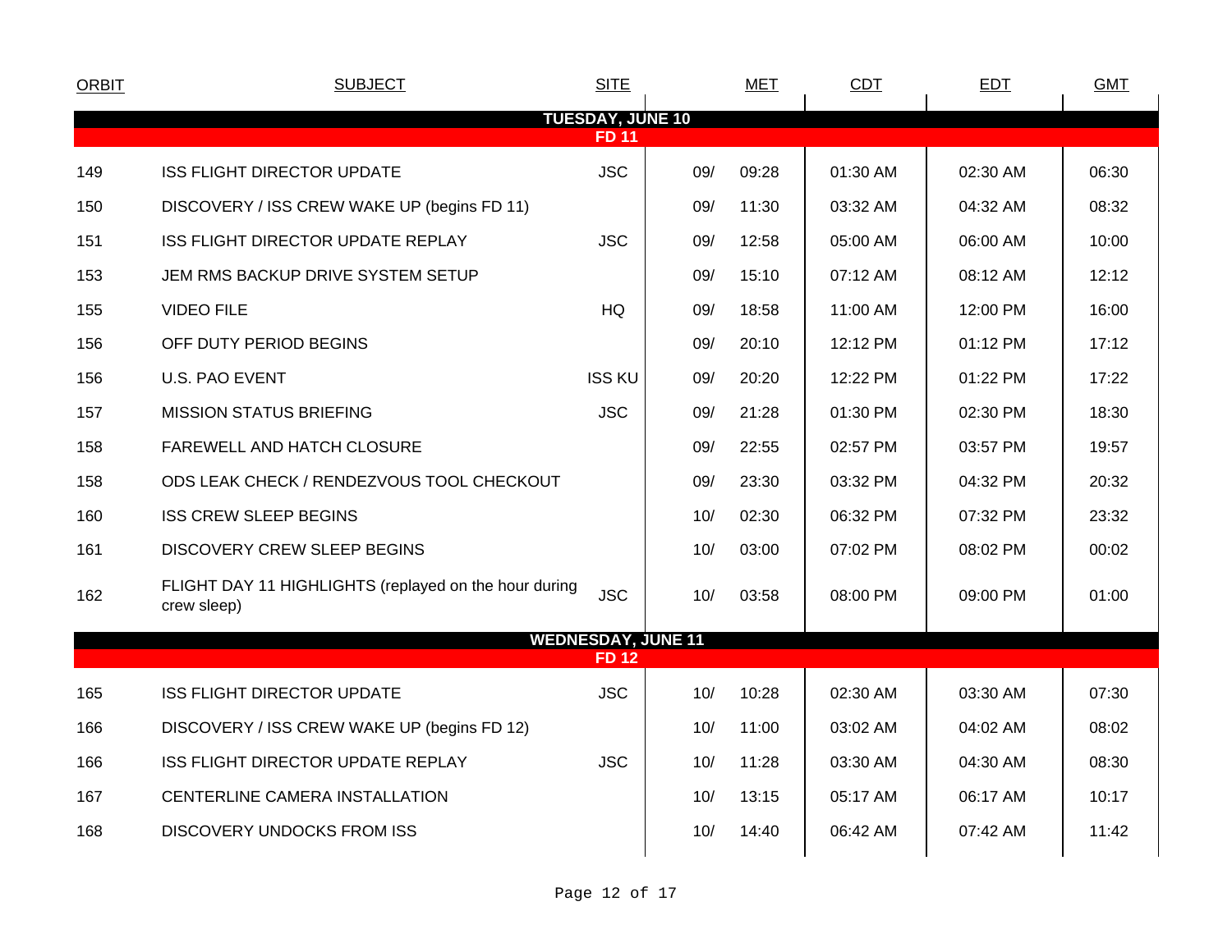| ORBIT | SUBJECT | SITE | MET | | CDT | EDT | GMT |
|---|---|---|---|---|---|---|---|
| **TUESDAY, JUNE 10** | | | | | | | |
| **FD 11** | | | | | | | |
| 149 | ISS FLIGHT DIRECTOR UPDATE | JSC | 09/ | 09:28 | 01:30 AM | 02:30 AM | 06:30 |
| 150 | DISCOVERY / ISS CREW WAKE UP (begins FD 11) | | 09/ | 11:30 | 03:32 AM | 04:32 AM | 08:32 |
| 151 | ISS FLIGHT DIRECTOR UPDATE REPLAY | JSC | 09/ | 12:58 | 05:00 AM | 06:00 AM | 10:00 |
| 153 | JEM RMS BACKUP DRIVE SYSTEM SETUP | | 09/ | 15:10 | 07:12 AM | 08:12 AM | 12:12 |
| 155 | VIDEO FILE | HQ | 09/ | 18:58 | 11:00 AM | 12:00 PM | 16:00 |
| 156 | OFF DUTY PERIOD BEGINS | | 09/ | 20:10 | 12:12 PM | 01:12 PM | 17:12 |
| 156 | U.S. PAO EVENT | ISS KU | 09/ | 20:20 | 12:22 PM | 01:22 PM | 17:22 |
| 157 | MISSION STATUS BRIEFING | JSC | 09/ | 21:28 | 01:30 PM | 02:30 PM | 18:30 |
| 158 | FAREWELL AND HATCH CLOSURE | | 09/ | 22:55 | 02:57 PM | 03:57 PM | 19:57 |
| 158 | ODS LEAK CHECK / RENDEZVOUS TOOL CHECKOUT | | 09/ | 23:30 | 03:32 PM | 04:32 PM | 20:32 |
| 160 | ISS CREW SLEEP BEGINS | | 10/ | 02:30 | 06:32 PM | 07:32 PM | 23:32 |
| 161 | DISCOVERY CREW SLEEP BEGINS | | 10/ | 03:00 | 07:02 PM | 08:02 PM | 00:02 |
| 162 | FLIGHT DAY 11 HIGHLIGHTS (replayed on the hour during crew sleep) | JSC | 10/ | 03:58 | 08:00 PM | 09:00 PM | 01:00 |
| **WEDNESDAY, JUNE 11** | | | | | | | |
| **FD 12** | | | | | | | |
| 165 | ISS FLIGHT DIRECTOR UPDATE | JSC | 10/ | 10:28 | 02:30 AM | 03:30 AM | 07:30 |
| 166 | DISCOVERY / ISS CREW WAKE UP (begins FD 12) | | 10/ | 11:00 | 03:02 AM | 04:02 AM | 08:02 |
| 166 | ISS FLIGHT DIRECTOR UPDATE REPLAY | JSC | 10/ | 11:28 | 03:30 AM | 04:30 AM | 08:30 |
| 167 | CENTERLINE CAMERA INSTALLATION | | 10/ | 13:15 | 05:17 AM | 06:17 AM | 10:17 |
| 168 | DISCOVERY UNDOCKS FROM ISS | | 10/ | 14:40 | 06:42 AM | 07:42 AM | 11:42 |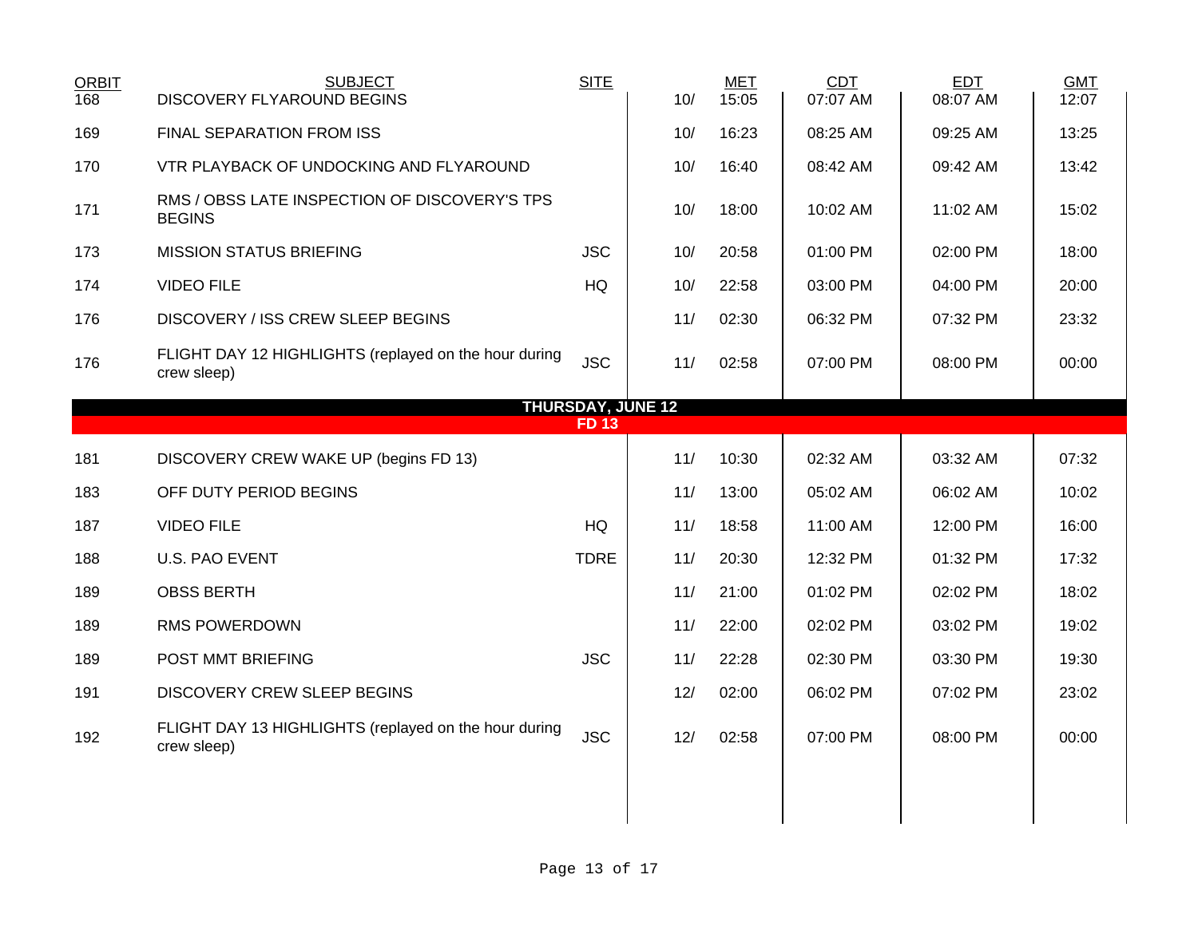| ORBIT | SUBJECT | SITE | | MET | CDT | EDT | GMT |
|---|---|---|---|---|---|---|---|
| 168 | DISCOVERY FLYAROUND BEGINS | | 10/ | 15:05 | 07:07 AM | 08:07 AM | 12:07 |
| 169 | FINAL SEPARATION FROM ISS | | 10/ | 16:23 | 08:25 AM | 09:25 AM | 13:25 |
| 170 | VTR PLAYBACK OF UNDOCKING AND FLYAROUND | | 10/ | 16:40 | 08:42 AM | 09:42 AM | 13:42 |
| 171 | RMS / OBSS LATE INSPECTION OF DISCOVERY'S TPS BEGINS | | 10/ | 18:00 | 10:02 AM | 11:02 AM | 15:02 |
| 173 | MISSION STATUS BRIEFING | JSC | 10/ | 20:58 | 01:00 PM | 02:00 PM | 18:00 |
| 174 | VIDEO FILE | HQ | 10/ | 22:58 | 03:00 PM | 04:00 PM | 20:00 |
| 176 | DISCOVERY / ISS CREW SLEEP BEGINS | | 11/ | 02:30 | 06:32 PM | 07:32 PM | 23:32 |
| 176 | FLIGHT DAY 12 HIGHLIGHTS (replayed on the hour during crew sleep) | JSC | 11/ | 02:58 | 07:00 PM | 08:00 PM | 00:00 |
| | **THURSDAY, JUNE 12** | | | | | | |
| | **FD 13** | | | | | | |
| 181 | DISCOVERY CREW WAKE UP (begins FD 13) | | 11/ | 10:30 | 02:32 AM | 03:32 AM | 07:32 |
| 183 | OFF DUTY PERIOD BEGINS | | 11/ | 13:00 | 05:02 AM | 06:02 AM | 10:02 |
| 187 | VIDEO FILE | HQ | 11/ | 18:58 | 11:00 AM | 12:00 PM | 16:00 |
| 188 | U.S. PAO EVENT | TDRE | 11/ | 20:30 | 12:32 PM | 01:32 PM | 17:32 |
| 189 | OBSS BERTH | | 11/ | 21:00 | 01:02 PM | 02:02 PM | 18:02 |
| 189 | RMS POWERDOWN | | 11/ | 22:00 | 02:02 PM | 03:02 PM | 19:02 |
| 189 | POST MMT BRIEFING | JSC | 11/ | 22:28 | 02:30 PM | 03:30 PM | 19:30 |
| 191 | DISCOVERY CREW SLEEP BEGINS | | 12/ | 02:00 | 06:02 PM | 07:02 PM | 23:02 |
| 192 | FLIGHT DAY 13 HIGHLIGHTS (replayed on the hour during crew sleep) | JSC | 12/ | 02:58 | 07:00 PM | 08:00 PM | 00:00 |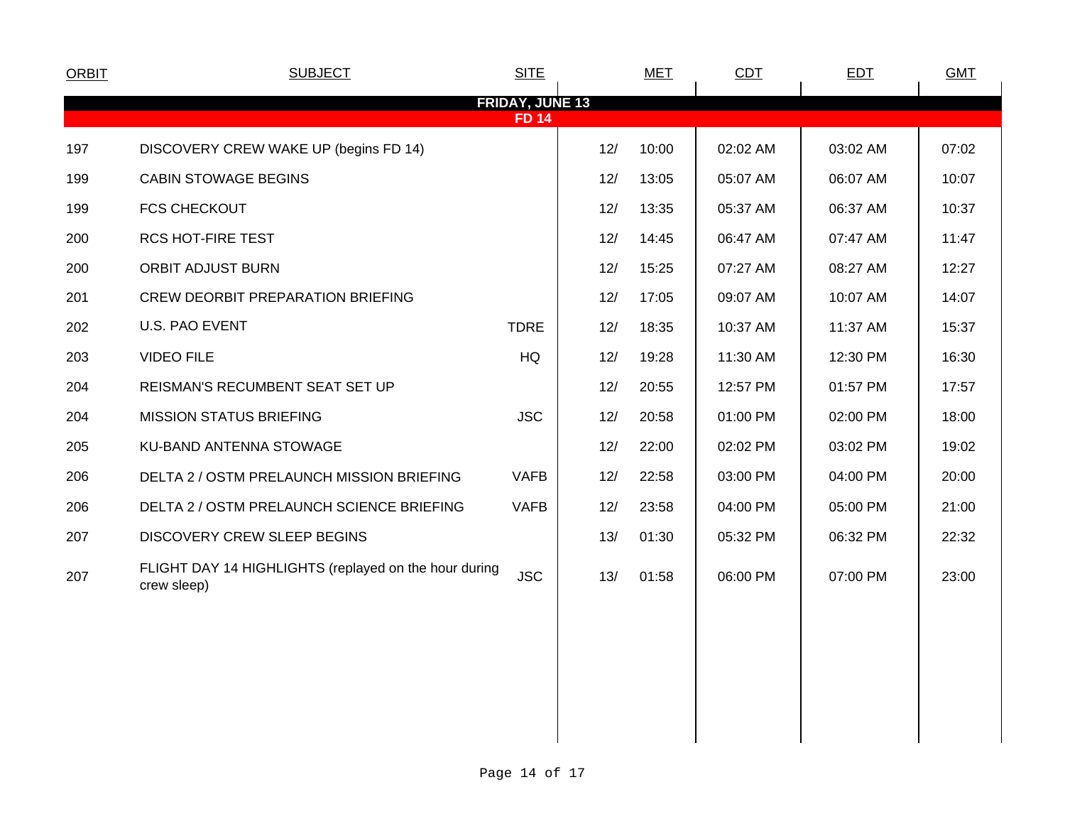| ORBIT | SUBJECT | SITE | MET | | CDT | EDT | GMT |
|---|---|---|---|---|---|---|---|
| **FRIDAY, JUNE 13** | | | | | | | |
| **FD 14** | | | | | | | |
| 197 | DISCOVERY CREW WAKE UP (begins FD 14) | | 12/ | 10:00 | 02:02 AM | 03:02 AM | 07:02 |
| 199 | CABIN STOWAGE BEGINS | | 12/ | 13:05 | 05:07 AM | 06:07 AM | 10:07 |
| 199 | FCS CHECKOUT | | 12/ | 13:35 | 05:37 AM | 06:37 AM | 10:37 |
| 200 | RCS HOT-FIRE TEST | | 12/ | 14:45 | 06:47 AM | 07:47 AM | 11:47 |
| 200 | ORBIT ADJUST BURN | | 12/ | 15:25 | 07:27 AM | 08:27 AM | 12:27 |
| 201 | CREW DEORBIT PREPARATION BRIEFING | | 12/ | 17:05 | 09:07 AM | 10:07 AM | 14:07 |
| 202 | U.S. PAO EVENT | TDRE | 12/ | 18:35 | 10:37 AM | 11:37 AM | 15:37 |
| 203 | VIDEO FILE | HQ | 12/ | 19:28 | 11:30 AM | 12:30 PM | 16:30 |
| 204 | REISMAN'S RECUMBENT SEAT SET UP | | 12/ | 20:55 | 12:57 PM | 01:57 PM | 17:57 |
| 204 | MISSION STATUS BRIEFING | JSC | 12/ | 20:58 | 01:00 PM | 02:00 PM | 18:00 |
| 205 | KU-BAND ANTENNA STOWAGE | | 12/ | 22:00 | 02:02 PM | 03:02 PM | 19:02 |
| 206 | DELTA 2 / OSTM PRELAUNCH MISSION BRIEFING | VAFB | 12/ | 22:58 | 03:00 PM | 04:00 PM | 20:00 |
| 206 | DELTA 2 / OSTM PRELAUNCH SCIENCE BRIEFING | VAFB | 12/ | 23:58 | 04:00 PM | 05:00 PM | 21:00 |
| 207 | DISCOVERY CREW SLEEP BEGINS | | 13/ | 01:30 | 05:32 PM | 06:32 PM | 22:32 |
| 207 | FLIGHT DAY 14 HIGHLIGHTS (replayed on the hour during crew sleep) | JSC | 13/ | 01:58 | 06:00 PM | 07:00 PM | 23:00 |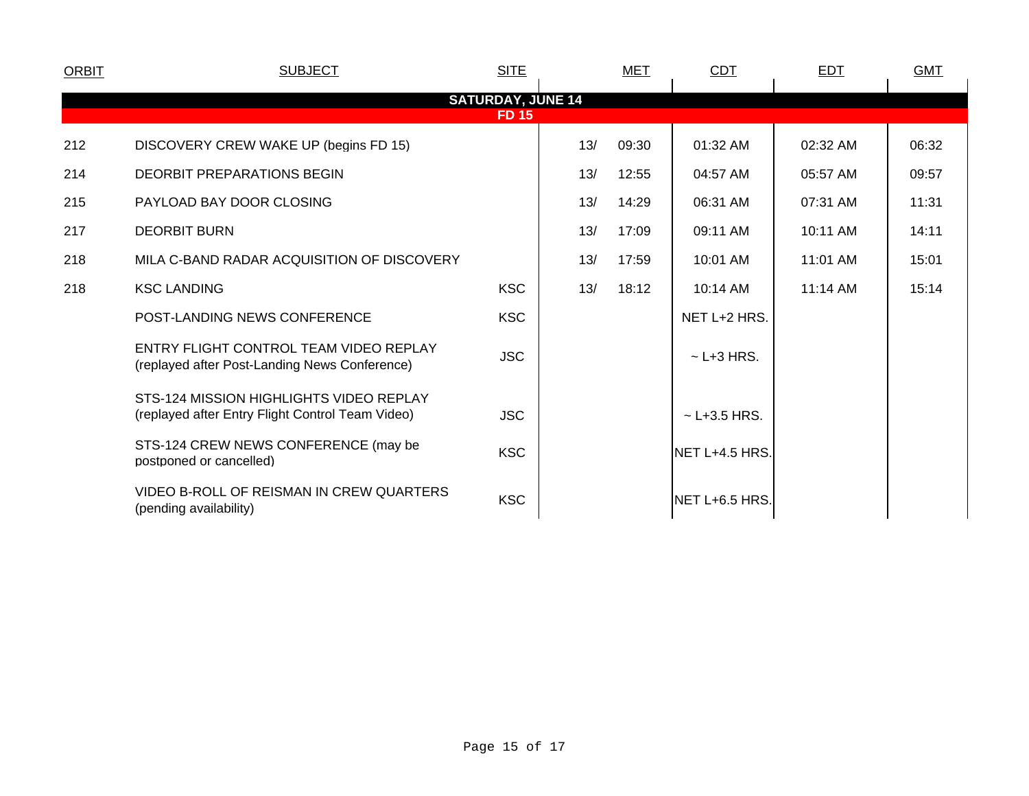| ORBIT | SUBJECT | SITE | MET | | CDT | EDT | GMT |
|---|---|---|---|---|---|---|---|
| **SATURDAY, JUNE 14** | | | | | | | |
| **FD 15** | | | | | | | |
| 212 | DISCOVERY CREW WAKE UP (begins FD 15) | | 13/ | 09:30 | 01:32 AM | 02:32 AM | 06:32 |
| 214 | DEORBIT PREPARATIONS BEGIN | | 13/ | 12:55 | 04:57 AM | 05:57 AM | 09:57 |
| 215 | PAYLOAD BAY DOOR CLOSING | | 13/ | 14:29 | 06:31 AM | 07:31 AM | 11:31 |
| 217 | DEORBIT BURN | | 13/ | 17:09 | 09:11 AM | 10:11 AM | 14:11 |
| 218 | MILA C-BAND RADAR ACQUISITION OF DISCOVERY | | 13/ | 17:59 | 10:01 AM | 11:01 AM | 15:01 |
| 218 | KSC LANDING | KSC | 13/ | 18:12 | 10:14 AM | 11:14 AM | 15:14 |
| | POST-LANDING NEWS CONFERENCE | KSC | | | NET L+2 HRS. | | |
| | ENTRY FLIGHT CONTROL TEAM VIDEO REPLAY (replayed after Post-Landing News Conference) | JSC | | | ~ L+3 HRS. | | |
| | STS-124 MISSION HIGHLIGHTS VIDEO REPLAY (replayed after Entry Flight Control Team Video) | JSC | | | ~ L+3.5 HRS. | | |
| | STS-124 CREW NEWS CONFERENCE (may be postponed or cancelled) | KSC | | | NET L+4.5 HRS. | | |
| | VIDEO B-ROLL OF REISMAN IN CREW QUARTERS (pending availability) | KSC | | | NET L+6.5 HRS. | | |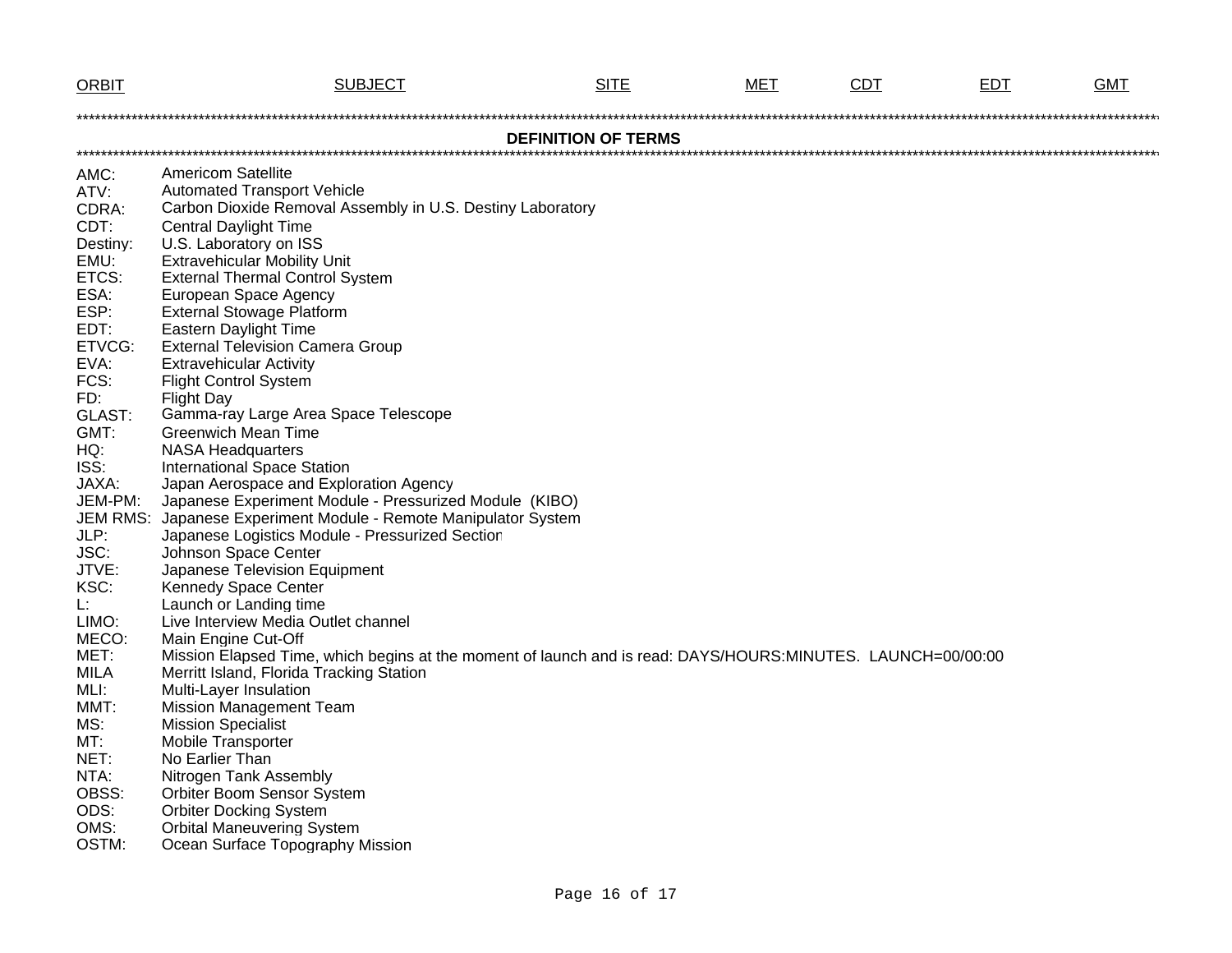| ORBIT | SUBJECT | SITE | MET | CDT | EDT | GMT |
|---|---|---|---|---|---|---|

## DEFINITION OF TERMS

| | |
|---|---|
| AMC: | Americom Satellite |
| ATV: | Automated Transport Vehicle |
| CDRA: | Carbon Dioxide Removal Assembly in U.S. Destiny Laboratory |
| CDT: | Central Daylight Time |
| Destiny: | U.S. Laboratory on ISS |
| EMU: | Extravehicular Mobility Unit |
| ETCS: | External Thermal Control System |
| ESA: | European Space Agency |
| ESP: | External Stowage Platform |
| EDT: | Eastern Daylight Time |
| ETVCG: | External Television Camera Group |
| EVA: | Extravehicular Activity |
| FCS: | Flight Control System |
| FD: | Flight Day |
| GLAST: | Gamma-ray Large Area Space Telescope |
| GMT: | Greenwich Mean Time |
| HQ: | NASA Headquarters |
| ISS: | International Space Station |
| JAXA: | Japan Aerospace and Exploration Agency |
| JEM-PM: | Japanese Experiment Module - Pressurized Module (KIBO) |
| JEM RMS: | Japanese Experiment Module - Remote Manipulator System |
| JLP: | Japanese Logistics Module - Pressurized Section |
| JSC: | Johnson Space Center |
| JTVE: | Japanese Television Equipment |
| KSC: | Kennedy Space Center |
| L: | Launch or Landing time |
| LIMO: | Live Interview Media Outlet channel |
| MECO: | Main Engine Cut-Off |
| MET: | Mission Elapsed Time, which begins at the moment of launch and is read: DAYS/HOURS:MINUTES. LAUNCH=00/00:00 |
| MILA | Merritt Island, Florida Tracking Station |
| MLI: | Multi-Layer Insulation |
| MMT: | Mission Management Team |
| MS: | Mission Specialist |
| MT: | Mobile Transporter |
| NET: | No Earlier Than |
| NTA: | Nitrogen Tank Assembly |
| OBSS: | Orbiter Boom Sensor System |
| ODS: | Orbiter Docking System |
| OMS: | Orbital Maneuvering System |
| OSTM: | Ocean Surface Topography Mission |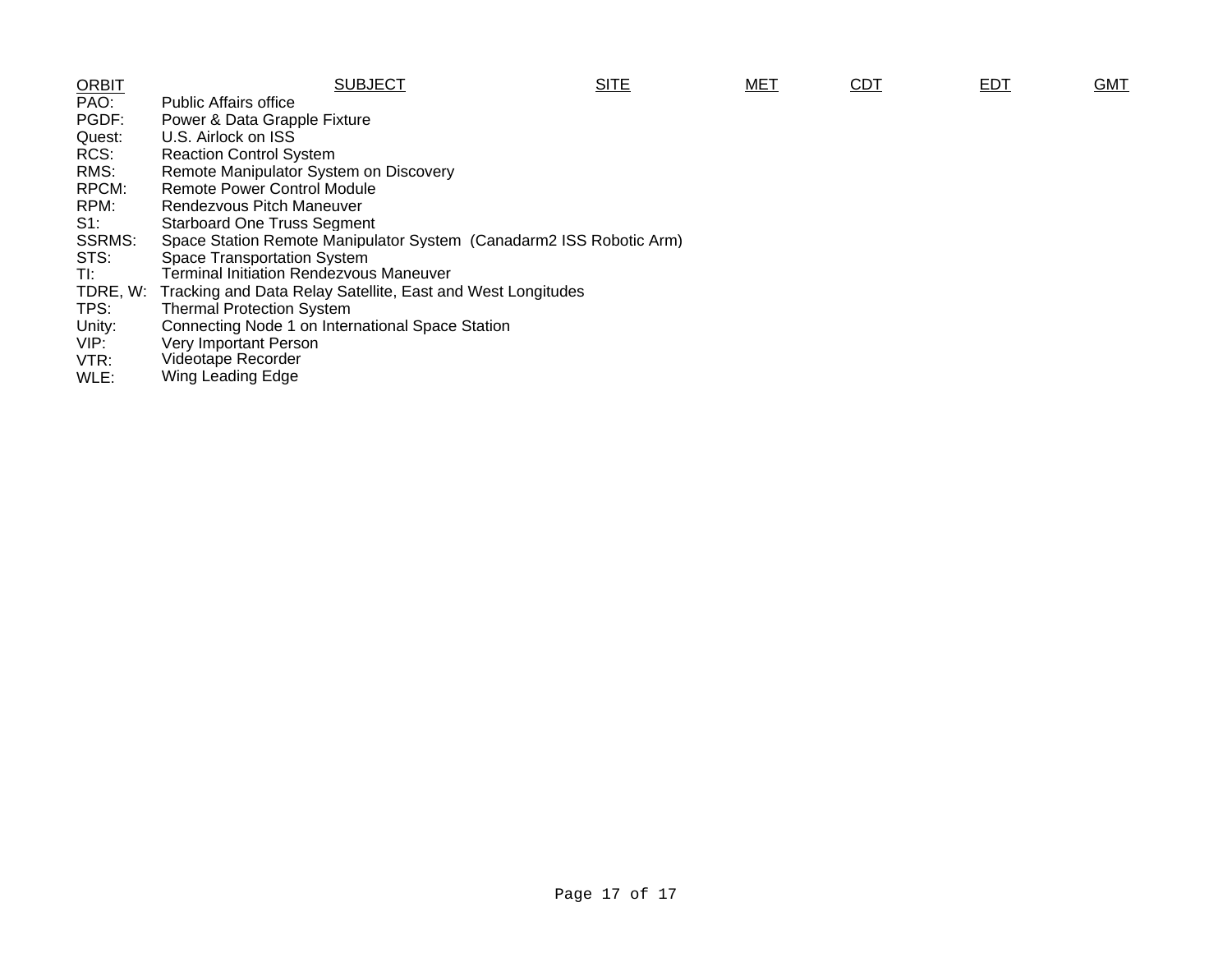| ORBIT | SUBJECT | SITE | MET | CDT | EDT | GMT |
|---|---|---|---|---|---|---|

PAO: Public Affairs office
PGDF: Power & Data Grapple Fixture
Quest: U.S. Airlock on ISS
RCS: Reaction Control System
RMS: Remote Manipulator System on Discovery
RPCM: Remote Power Control Module
RPM: Rendezvous Pitch Maneuver
S1: Starboard One Truss Segment
SSRMS: Space Station Remote Manipulator System (Canadarm2 ISS Robotic Arm)
STS: Space Transportation System
TI: Terminal Initiation Rendezvous Maneuver
TDRE, W: Tracking and Data Relay Satellite, East and West Longitudes
TPS: Thermal Protection System
Unity: Connecting Node 1 on International Space Station
VIP: Very Important Person
VTR: Videotape Recorder
WLE: Wing Leading Edge